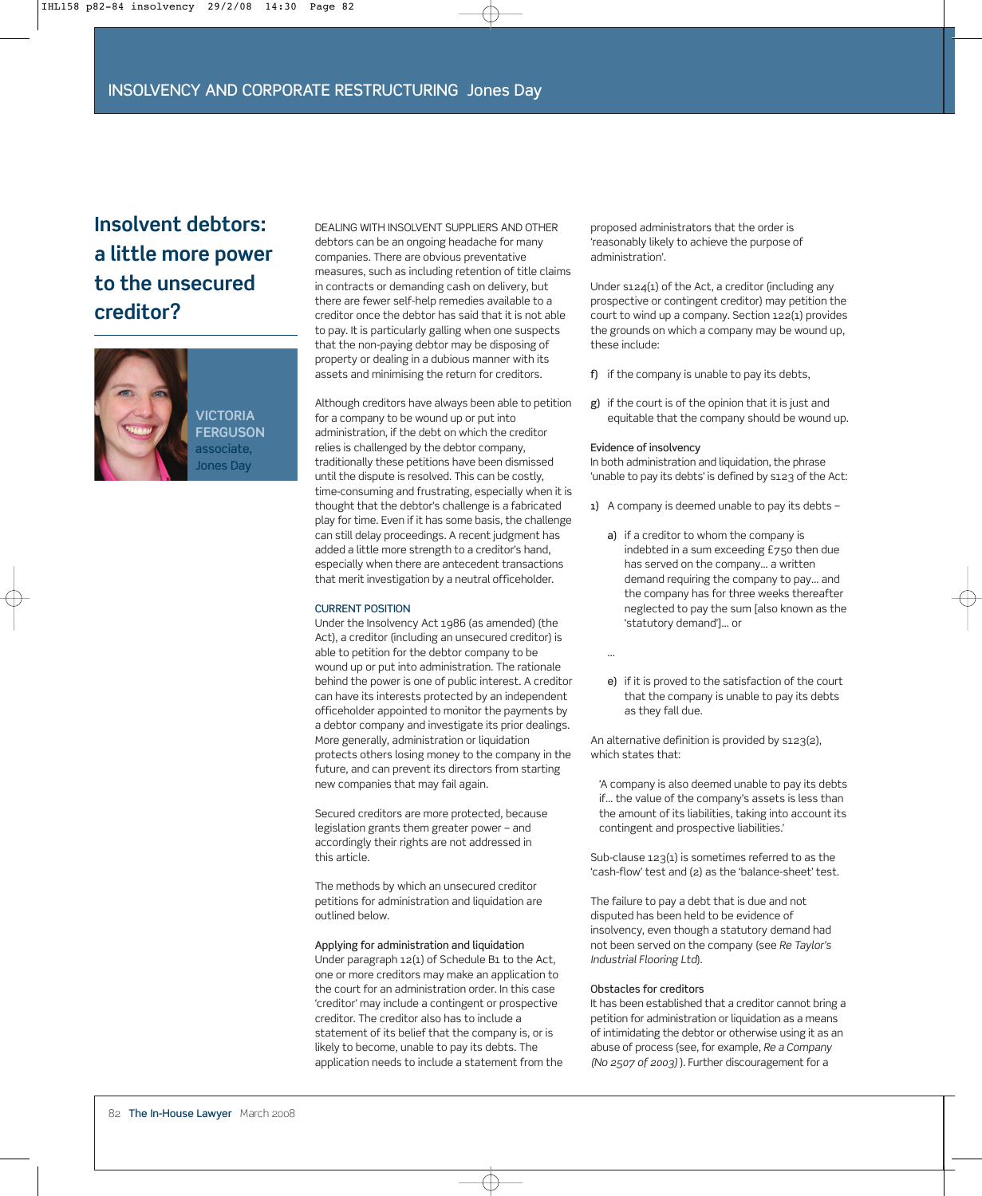# Insolvent debtors: a little more power to the unsecured creditor?

VICTORIA FERGUSON
associate,
Jones Day

DEALING WITH INSOLVENT SUPPLIERS AND OTHER debtors can be an ongoing headache for many companies. There are obvious preventative measures, such as including retention of title claims in contracts or demanding cash on delivery, but there are fewer self-help remedies available to a creditor once the debtor has said that it is not able to pay. It is particularly galling when one suspects that the non-paying debtor may be disposing of property or dealing in a dubious manner with its assets and minimising the return for creditors.

Although creditors have always been able to petition for a company to be wound up or put into administration, if the debt on which the creditor relies is challenged by the debtor company, traditionally these petitions have been dismissed until the dispute is resolved. This can be costly, time-consuming and frustrating, especially when it is thought that the debtor's challenge is a fabricated play for time. Even if it has some basis, the challenge can still delay proceedings. A recent judgment has added a little more strength to a creditor's hand, especially when there are antecedent transactions that merit investigation by a neutral officeholder.

## CURRENT POSITION

Under the Insolvency Act 1986 (as amended) (the Act), a creditor (including an unsecured creditor) is able to petition for the debtor company to be wound up or put into administration. The rationale behind the power is one of public interest. A creditor can have its interests protected by an independent officeholder appointed to monitor the payments by a debtor company and investigate its prior dealings. More generally, administration or liquidation protects others losing money to the company in the future, and can prevent its directors from starting new companies that may fail again.

Secured creditors are more protected, because legislation grants them greater power – and accordingly their rights are not addressed in this article.

The methods by which an unsecured creditor petitions for administration and liquidation are outlined below.

### Applying for administration and liquidation

Under paragraph 12(1) of Schedule B1 to the Act, one or more creditors may make an application to the court for an administration order. In this case 'creditor' may include a contingent or prospective creditor. The creditor also has to include a statement of its belief that the company is, or is likely to become, unable to pay its debts. The application needs to include a statement from the proposed administrators that the order is 'reasonably likely to achieve the purpose of administration'.

Under s124(1) of the Act, a creditor (including any prospective or contingent creditor) may petition the court to wind up a company. Section 122(1) provides the grounds on which a company may be wound up, these include:

f) if the company is unable to pay its debts,

g) if the court is of the opinion that it is just and equitable that the company should be wound up.

### Evidence of insolvency

In both administration and liquidation, the phrase 'unable to pay its debts' is defined by s123 of the Act:

1) A company is deemed unable to pay its debts –

   a) if a creditor to whom the company is indebted in a sum exceeding £750 then due has served on the company… a written demand requiring the company to pay… and the company has for three weeks thereafter neglected to pay the sum [also known as the 'statutory demand']… or

   …

   e) if it is proved to the satisfaction of the court that the company is unable to pay its debts as they fall due.

An alternative definition is provided by s123(2), which states that:

> 'A company is also deemed unable to pay its debts if… the value of the company's assets is less than the amount of its liabilities, taking into account its contingent and prospective liabilities.'

Sub-clause 123(1) is sometimes referred to as the 'cash-flow' test and (2) as the 'balance-sheet' test.

The failure to pay a debt that is due and not disputed has been held to be evidence of insolvency, even though a statutory demand had not been served on the company (see *Re Taylor's Industrial Flooring Ltd*).

### Obstacles for creditors

It has been established that a creditor cannot bring a petition for administration or liquidation as a means of intimidating the debtor or otherwise using it as an abuse of process (see, for example, *Re a Company (No 2507 of 2003)*). Further discouragement for a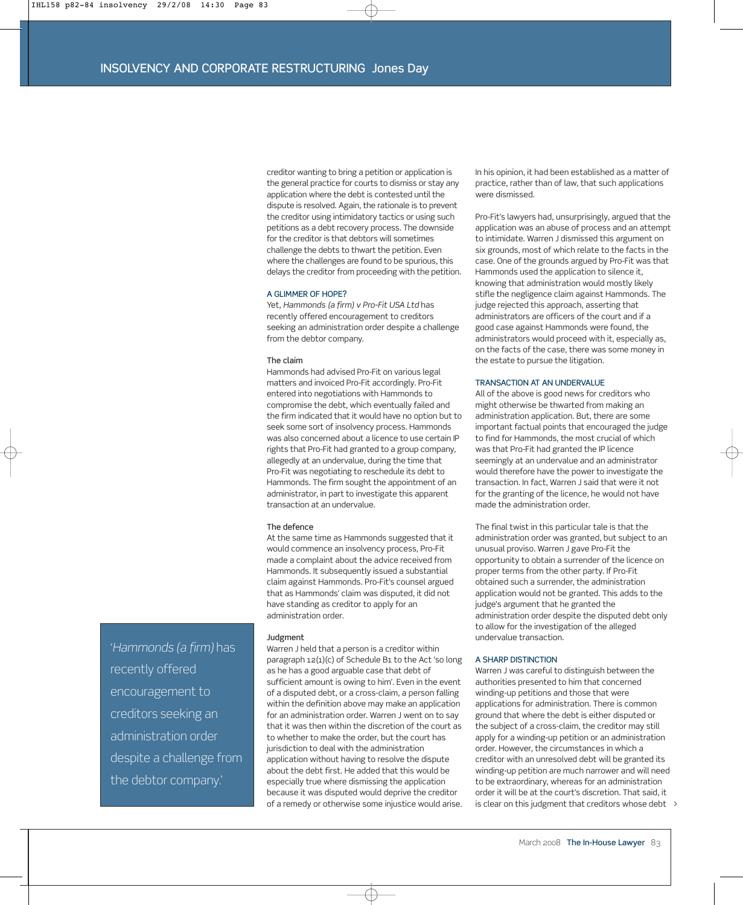creditor wanting to bring a petition or application is the general practice for courts to dismiss or stay any application where the debt is contested until the dispute is resolved. Again, the rationale is to prevent the creditor using intimidatory tactics or using such petitions as a debt recovery process. The downside for the creditor is that debtors will sometimes challenge the debts to thwart the petition. Even where the challenges are found to be spurious, this delays the creditor from proceeding with the petition.

## A GLIMMER OF HOPE?

Yet, *Hammonds (a firm) v Pro-Fit USA Ltd* has recently offered encouragement to creditors seeking an administration order despite a challenge from the debtor company.

### The claim

Hammonds had advised Pro-Fit on various legal matters and invoiced Pro-Fit accordingly. Pro-Fit entered into negotiations with Hammonds to compromise the debt, which eventually failed and the firm indicated that it would have no option but to seek some sort of insolvency process. Hammonds was also concerned about a licence to use certain IP rights that Pro-Fit had granted to a group company, allegedly at an undervalue, during the time that Pro-Fit was negotiating to reschedule its debt to Hammonds. The firm sought the appointment of an administrator, in part to investigate this apparent transaction at an undervalue.

### The defence

At the same time as Hammonds suggested that it would commence an insolvency process, Pro-Fit made a complaint about the advice received from Hammonds. It subsequently issued a substantial claim against Hammonds. Pro-Fit's counsel argued that as Hammonds' claim was disputed, it did not have standing as creditor to apply for an administration order.

> '*Hammonds (a firm)* has recently offered encouragement to creditors seeking an administration order despite a challenge from the debtor company.'

### Judgment

Warren J held that a person is a creditor within paragraph 12(1)(c) of Schedule B1 to the Act 'so long as he has a good arguable case that debt of sufficient amount is owing to him'. Even in the event of a disputed debt, or a cross-claim, a person falling within the definition above may make an application for an administration order. Warren J went on to say that it was then within the discretion of the court as to whether to make the order, but the court has jurisdiction to deal with the administration application without having to resolve the dispute about the debt first. He added that this would be especially true where dismissing the application because it was disputed would deprive the creditor of a remedy or otherwise some injustice would arise. In his opinion, it had been established as a matter of practice, rather than of law, that such applications were dismissed.

Pro-Fit's lawyers had, unsurprisingly, argued that the application was an abuse of process and an attempt to intimidate. Warren J dismissed this argument on six grounds, most of which relate to the facts in the case. One of the grounds argued by Pro-Fit was that Hammonds used the application to silence it, knowing that administration would mostly likely stifle the negligence claim against Hammonds. The judge rejected this approach, asserting that administrators are officers of the court and if a good case against Hammonds were found, the administrators would proceed with it, especially as, on the facts of the case, there was some money in the estate to pursue the litigation.

## TRANSACTION AT AN UNDERVALUE

All of the above is good news for creditors who might otherwise be thwarted from making an administration application. But, there are some important factual points that encouraged the judge to find for Hammonds, the most crucial of which was that Pro-Fit had granted the IP licence seemingly at an undervalue and an administrator would therefore have the power to investigate the transaction. In fact, Warren J said that were it not for the granting of the licence, he would not have made the administration order.

The final twist in this particular tale is that the administration order was granted, but subject to an unusual proviso. Warren J gave Pro-Fit the opportunity to obtain a surrender of the licence on proper terms from the other party. If Pro-Fit obtained such a surrender, the administration application would not be granted. This adds to the judge's argument that he granted the administration order despite the disputed debt only to allow for the investigation of the alleged undervalue transaction.

## A SHARP DISTINCTION

Warren J was careful to distinguish between the authorities presented to him that concerned winding-up petitions and those that were applications for administration. There is common ground that where the debt is either disputed or the subject of a cross-claim, the creditor may still apply for a winding-up petition or an administration order. However, the circumstances in which a creditor with an unresolved debt will be granted its winding-up petition are much narrower and will need to be extraordinary, whereas for an administration order it will be at the court's discretion. That said, it is clear on this judgment that creditors whose debt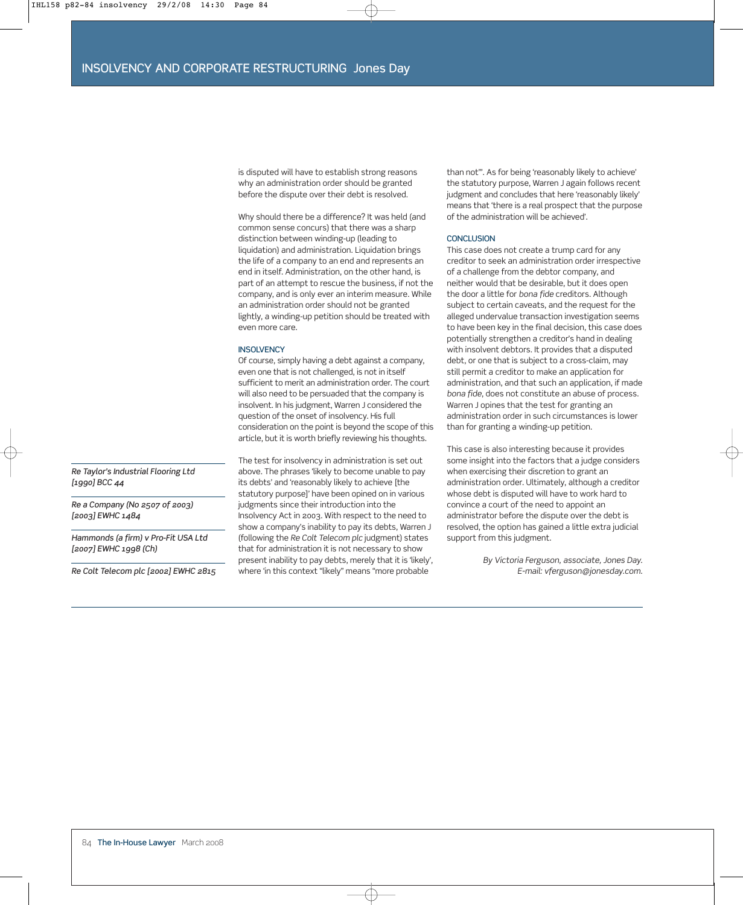is disputed will have to establish strong reasons why an administration order should be granted before the dispute over their debt is resolved.

Why should there be a difference? It was held (and common sense concurs) that there was a sharp distinction between winding-up (leading to liquidation) and administration. Liquidation brings the life of a company to an end and represents an end in itself. Administration, on the other hand, is part of an attempt to rescue the business, if not the company, and is only ever an interim measure. While an administration order should not be granted lightly, a winding-up petition should be treated with even more care.

### INSOLVENCY

Of course, simply having a debt against a company, even one that is not challenged, is not in itself sufficient to merit an administration order. The court will also need to be persuaded that the company is insolvent. In his judgment, Warren J considered the question of the onset of insolvency. His full consideration on the point is beyond the scope of this article, but it is worth briefly reviewing his thoughts.

The test for insolvency in administration is set out above. The phrases 'likely to become unable to pay its debts' and 'reasonably likely to achieve [the statutory purpose]' have been opined on in various judgments since their introduction into the Insolvency Act in 2003. With respect to the need to show a company's inability to pay its debts, Warren J (following the *Re Colt Telecom plc* judgment) states that for administration it is not necessary to show present inability to pay debts, merely that it is 'likely', where 'in this context "likely" means "more probable than not"'. As for being 'reasonably likely to achieve' the statutory purpose, Warren J again follows recent judgment and concludes that here 'reasonably likely' means that 'there is a real prospect that the purpose of the administration will be achieved'.

### CONCLUSION

This case does not create a trump card for any creditor to seek an administration order irrespective of a challenge from the debtor company, and neither would that be desirable, but it does open the door a little for *bona fide* creditors. Although subject to certain caveats, and the request for the alleged undervalue transaction investigation seems to have been key in the final decision, this case does potentially strengthen a creditor's hand in dealing with insolvent debtors. It provides that a disputed debt, or one that is subject to a cross-claim, may still permit a creditor to make an application for administration, and that such an application, if made *bona fide*, does not constitute an abuse of process. Warren J opines that the test for granting an administration order in such circumstances is lower than for granting a winding-up petition.

This case is also interesting because it provides some insight into the factors that a judge considers when exercising their discretion to grant an administration order. Ultimately, although a creditor whose debt is disputed will have to work hard to convince a court of the need to appoint an administrator before the dispute over the debt is resolved, the option has gained a little extra judicial support from this judgment.

*By Victoria Ferguson, associate, Jones Day.*
*E-mail: vferguson@jonesday.com.*

---

*Re Taylor's Industrial Flooring Ltd [1990] BCC 44*

*Re a Company (No 2507 of 2003) [2003] EWHC 1484*

*Hammonds (a firm) v Pro-Fit USA Ltd [2007] EWHC 1998 (Ch)*

*Re Colt Telecom plc [2002] EWHC 2815*